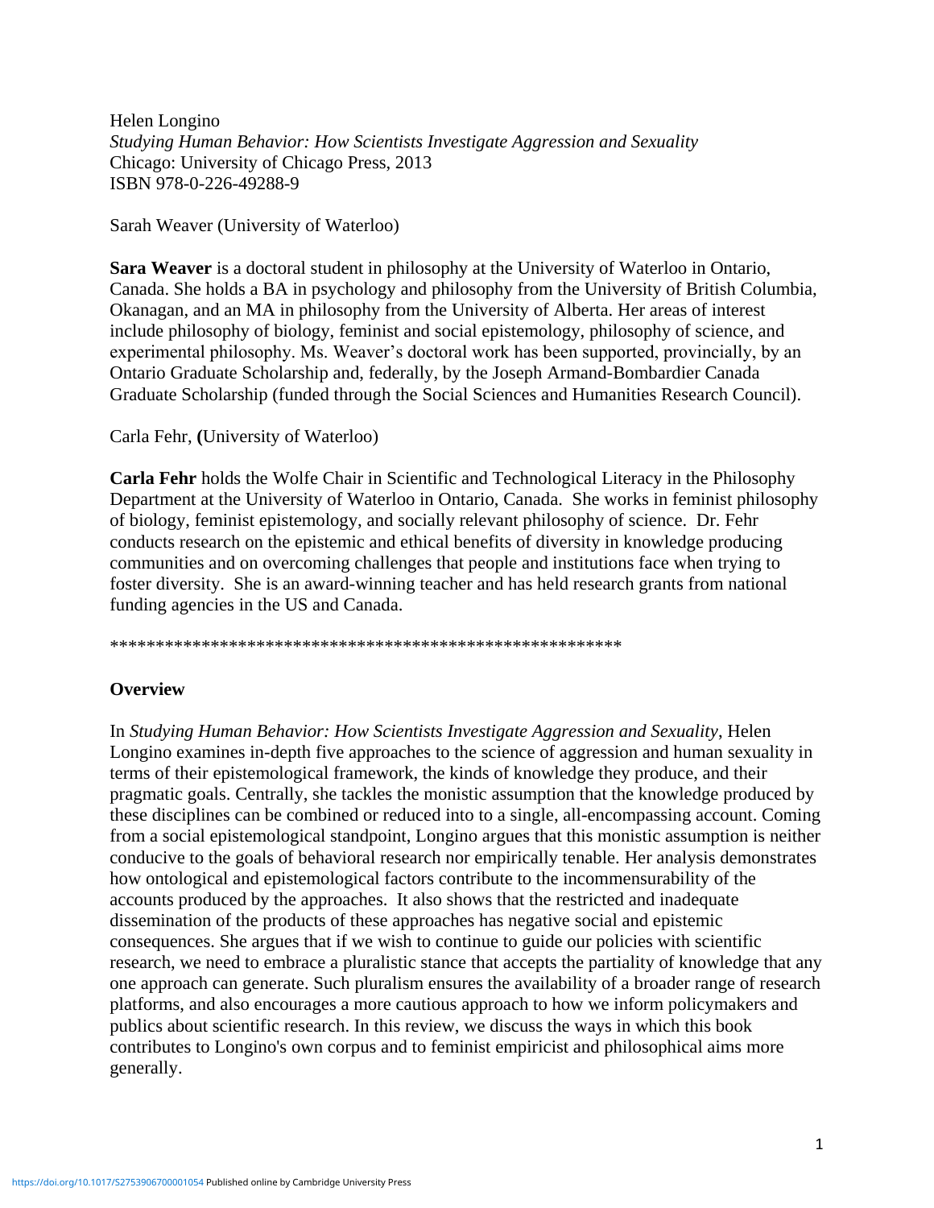Helen Longino
*Studying Human Behavior: How Scientists Investigate Aggression and Sexuality*
Chicago: University of Chicago Press, 2013
ISBN 978-0-226-49288-9

Sarah Weaver (University of Waterloo)

**Sara Weaver** is a doctoral student in philosophy at the University of Waterloo in Ontario, Canada. She holds a BA in psychology and philosophy from the University of British Columbia, Okanagan, and an MA in philosophy from the University of Alberta. Her areas of interest include philosophy of biology, feminist and social epistemology, philosophy of science, and experimental philosophy. Ms. Weaver's doctoral work has been supported, provincially, by an Ontario Graduate Scholarship and, federally, by the Joseph Armand-Bombardier Canada Graduate Scholarship (funded through the Social Sciences and Humanities Research Council).

Carla Fehr, **(**University of Waterloo)

**Carla Fehr** holds the Wolfe Chair in Scientific and Technological Literacy in the Philosophy Department at the University of Waterloo in Ontario, Canada. She works in feminist philosophy of biology, feminist epistemology, and socially relevant philosophy of science. Dr. Fehr conducts research on the epistemic and ethical benefits of diversity in knowledge producing communities and on overcoming challenges that people and institutions face when trying to foster diversity. She is an award-winning teacher and has held research grants from national funding agencies in the US and Canada.

*******************************************************

## Overview

In *Studying Human Behavior: How Scientists Investigate Aggression and Sexuality*, Helen Longino examines in-depth five approaches to the science of aggression and human sexuality in terms of their epistemological framework, the kinds of knowledge they produce, and their pragmatic goals. Centrally, she tackles the monistic assumption that the knowledge produced by these disciplines can be combined or reduced into to a single, all-encompassing account. Coming from a social epistemological standpoint, Longino argues that this monistic assumption is neither conducive to the goals of behavioral research nor empirically tenable. Her analysis demonstrates how ontological and epistemological factors contribute to the incommensurability of the accounts produced by the approaches. It also shows that the restricted and inadequate dissemination of the products of these approaches has negative social and epistemic consequences. She argues that if we wish to continue to guide our policies with scientific research, we need to embrace a pluralistic stance that accepts the partiality of knowledge that any one approach can generate. Such pluralism ensures the availability of a broader range of research platforms, and also encourages a more cautious approach to how we inform policymakers and publics about scientific research. In this review, we discuss the ways in which this book contributes to Longino's own corpus and to feminist empiricist and philosophical aims more generally.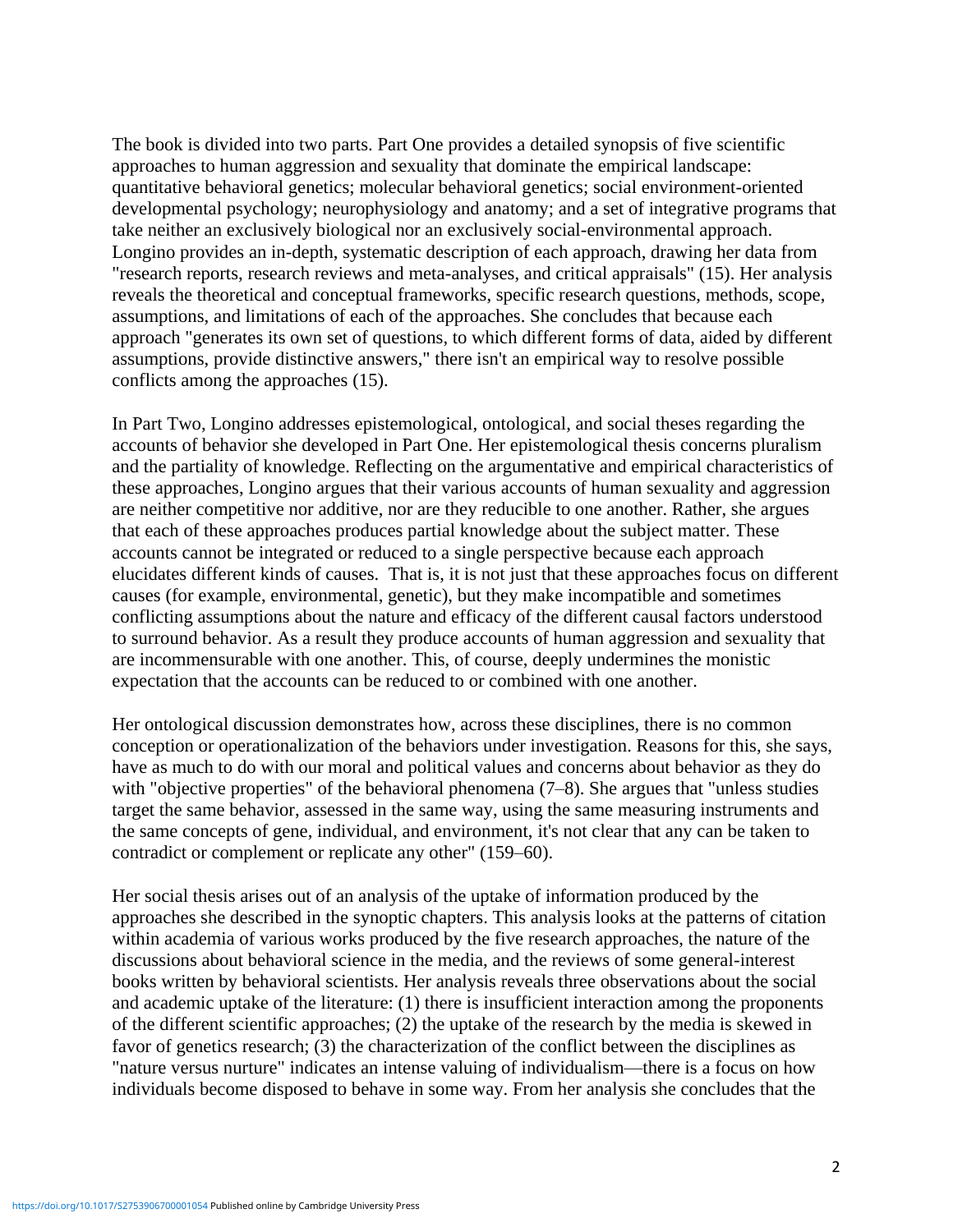The book is divided into two parts. Part One provides a detailed synopsis of five scientific approaches to human aggression and sexuality that dominate the empirical landscape: quantitative behavioral genetics; molecular behavioral genetics; social environment-oriented developmental psychology; neurophysiology and anatomy; and a set of integrative programs that take neither an exclusively biological nor an exclusively social-environmental approach. Longino provides an in-depth, systematic description of each approach, drawing her data from "research reports, research reviews and meta-analyses, and critical appraisals" (15). Her analysis reveals the theoretical and conceptual frameworks, specific research questions, methods, scope, assumptions, and limitations of each of the approaches. She concludes that because each approach "generates its own set of questions, to which different forms of data, aided by different assumptions, provide distinctive answers," there isn't an empirical way to resolve possible conflicts among the approaches (15).

In Part Two, Longino addresses epistemological, ontological, and social theses regarding the accounts of behavior she developed in Part One. Her epistemological thesis concerns pluralism and the partiality of knowledge. Reflecting on the argumentative and empirical characteristics of these approaches, Longino argues that their various accounts of human sexuality and aggression are neither competitive nor additive, nor are they reducible to one another. Rather, she argues that each of these approaches produces partial knowledge about the subject matter. These accounts cannot be integrated or reduced to a single perspective because each approach elucidates different kinds of causes. That is, it is not just that these approaches focus on different causes (for example, environmental, genetic), but they make incompatible and sometimes conflicting assumptions about the nature and efficacy of the different causal factors understood to surround behavior. As a result they produce accounts of human aggression and sexuality that are incommensurable with one another. This, of course, deeply undermines the monistic expectation that the accounts can be reduced to or combined with one another.

Her ontological discussion demonstrates how, across these disciplines, there is no common conception or operationalization of the behaviors under investigation. Reasons for this, she says, have as much to do with our moral and political values and concerns about behavior as they do with "objective properties" of the behavioral phenomena (7–8). She argues that "unless studies target the same behavior, assessed in the same way, using the same measuring instruments and the same concepts of gene, individual, and environment, it's not clear that any can be taken to contradict or complement or replicate any other" (159–60).

Her social thesis arises out of an analysis of the uptake of information produced by the approaches she described in the synoptic chapters. This analysis looks at the patterns of citation within academia of various works produced by the five research approaches, the nature of the discussions about behavioral science in the media, and the reviews of some general-interest books written by behavioral scientists. Her analysis reveals three observations about the social and academic uptake of the literature: (1) there is insufficient interaction among the proponents of the different scientific approaches; (2) the uptake of the research by the media is skewed in favor of genetics research; (3) the characterization of the conflict between the disciplines as "nature versus nurture" indicates an intense valuing of individualism—there is a focus on how individuals become disposed to behave in some way. From her analysis she concludes that the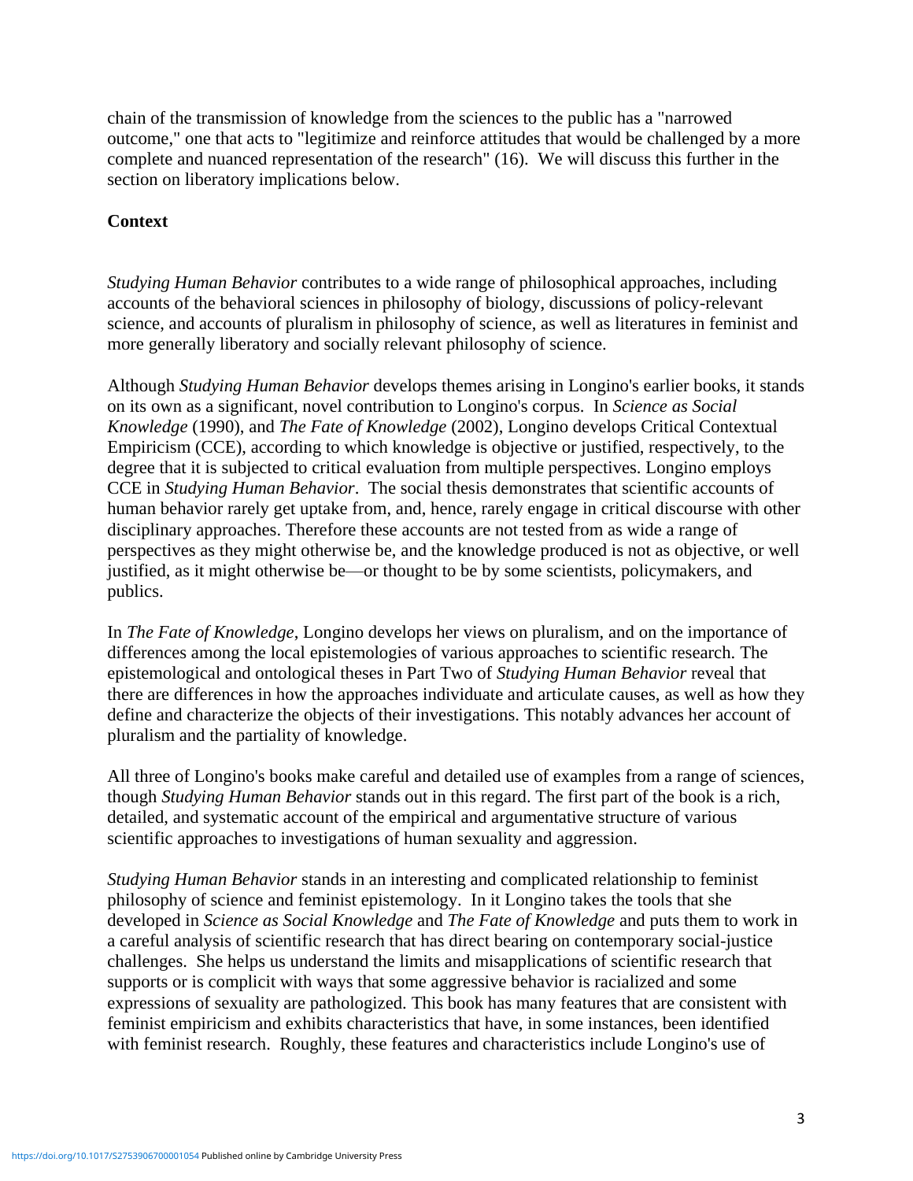chain of the transmission of knowledge from the sciences to the public has a "narrowed outcome," one that acts to "legitimize and reinforce attitudes that would be challenged by a more complete and nuanced representation of the research" (16). We will discuss this further in the section on liberatory implications below.

## Context

*Studying Human Behavior* contributes to a wide range of philosophical approaches, including accounts of the behavioral sciences in philosophy of biology, discussions of policy-relevant science, and accounts of pluralism in philosophy of science, as well as literatures in feminist and more generally liberatory and socially relevant philosophy of science.

Although *Studying Human Behavior* develops themes arising in Longino's earlier books, it stands on its own as a significant, novel contribution to Longino's corpus. In *Science as Social Knowledge* (1990), and *The Fate of Knowledge* (2002), Longino develops Critical Contextual Empiricism (CCE), according to which knowledge is objective or justified, respectively, to the degree that it is subjected to critical evaluation from multiple perspectives. Longino employs CCE in *Studying Human Behavior*. The social thesis demonstrates that scientific accounts of human behavior rarely get uptake from, and, hence, rarely engage in critical discourse with other disciplinary approaches. Therefore these accounts are not tested from as wide a range of perspectives as they might otherwise be, and the knowledge produced is not as objective, or well justified, as it might otherwise be—or thought to be by some scientists, policymakers, and publics.

In *The Fate of Knowledge*, Longino develops her views on pluralism, and on the importance of differences among the local epistemologies of various approaches to scientific research. The epistemological and ontological theses in Part Two of *Studying Human Behavior* reveal that there are differences in how the approaches individuate and articulate causes, as well as how they define and characterize the objects of their investigations. This notably advances her account of pluralism and the partiality of knowledge.

All three of Longino's books make careful and detailed use of examples from a range of sciences, though *Studying Human Behavior* stands out in this regard. The first part of the book is a rich, detailed, and systematic account of the empirical and argumentative structure of various scientific approaches to investigations of human sexuality and aggression.

*Studying Human Behavior* stands in an interesting and complicated relationship to feminist philosophy of science and feminist epistemology. In it Longino takes the tools that she developed in *Science as Social Knowledge* and *The Fate of Knowledge* and puts them to work in a careful analysis of scientific research that has direct bearing on contemporary social-justice challenges. She helps us understand the limits and misapplications of scientific research that supports or is complicit with ways that some aggressive behavior is racialized and some expressions of sexuality are pathologized. This book has many features that are consistent with feminist empiricism and exhibits characteristics that have, in some instances, been identified with feminist research. Roughly, these features and characteristics include Longino's use of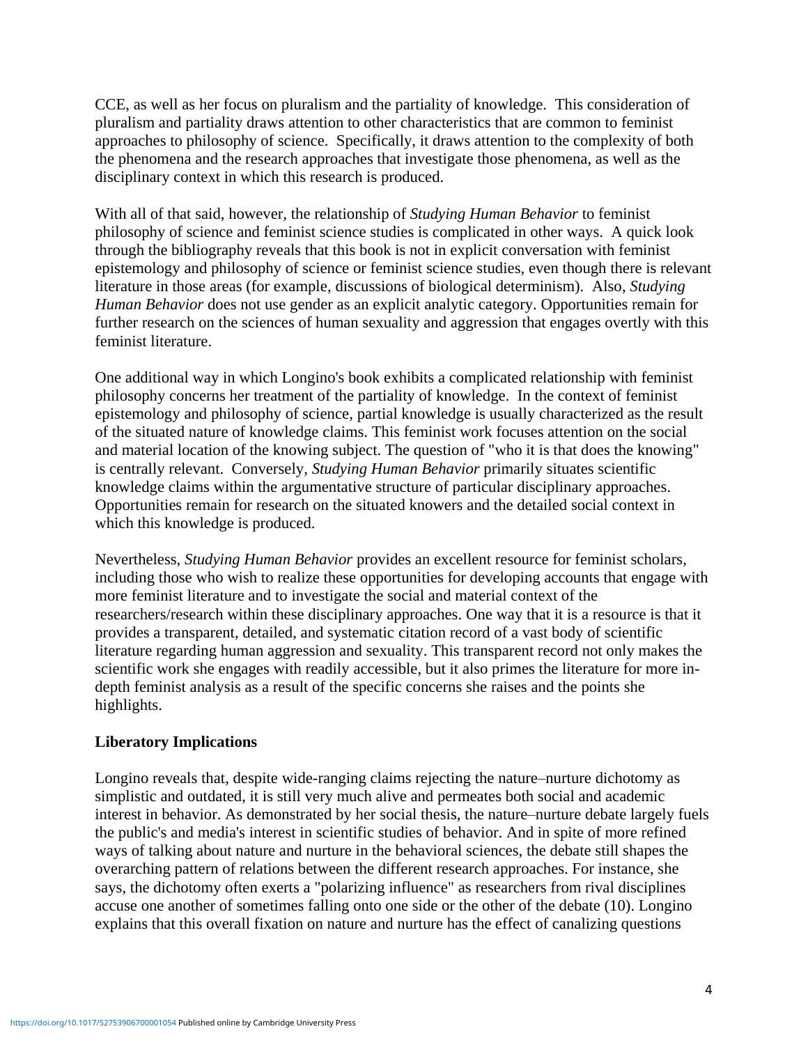CCE, as well as her focus on pluralism and the partiality of knowledge. This consideration of pluralism and partiality draws attention to other characteristics that are common to feminist approaches to philosophy of science. Specifically, it draws attention to the complexity of both the phenomena and the research approaches that investigate those phenomena, as well as the disciplinary context in which this research is produced.

With all of that said, however, the relationship of *Studying Human Behavior* to feminist philosophy of science and feminist science studies is complicated in other ways. A quick look through the bibliography reveals that this book is not in explicit conversation with feminist epistemology and philosophy of science or feminist science studies, even though there is relevant literature in those areas (for example, discussions of biological determinism). Also, *Studying Human Behavior* does not use gender as an explicit analytic category. Opportunities remain for further research on the sciences of human sexuality and aggression that engages overtly with this feminist literature.

One additional way in which Longino's book exhibits a complicated relationship with feminist philosophy concerns her treatment of the partiality of knowledge. In the context of feminist epistemology and philosophy of science, partial knowledge is usually characterized as the result of the situated nature of knowledge claims. This feminist work focuses attention on the social and material location of the knowing subject. The question of "who it is that does the knowing" is centrally relevant. Conversely, *Studying Human Behavior* primarily situates scientific knowledge claims within the argumentative structure of particular disciplinary approaches. Opportunities remain for research on the situated knowers and the detailed social context in which this knowledge is produced.

Nevertheless, *Studying Human Behavior* provides an excellent resource for feminist scholars, including those who wish to realize these opportunities for developing accounts that engage with more feminist literature and to investigate the social and material context of the researchers/research within these disciplinary approaches. One way that it is a resource is that it provides a transparent, detailed, and systematic citation record of a vast body of scientific literature regarding human aggression and sexuality. This transparent record not only makes the scientific work she engages with readily accessible, but it also primes the literature for more in-depth feminist analysis as a result of the specific concerns she raises and the points she highlights.

**Liberatory Implications**

Longino reveals that, despite wide-ranging claims rejecting the nature–nurture dichotomy as simplistic and outdated, it is still very much alive and permeates both social and academic interest in behavior. As demonstrated by her social thesis, the nature–nurture debate largely fuels the public's and media's interest in scientific studies of behavior. And in spite of more refined ways of talking about nature and nurture in the behavioral sciences, the debate still shapes the overarching pattern of relations between the different research approaches. For instance, she says, the dichotomy often exerts a "polarizing influence" as researchers from rival disciplines accuse one another of sometimes falling onto one side or the other of the debate (10). Longino explains that this overall fixation on nature and nurture has the effect of canalizing questions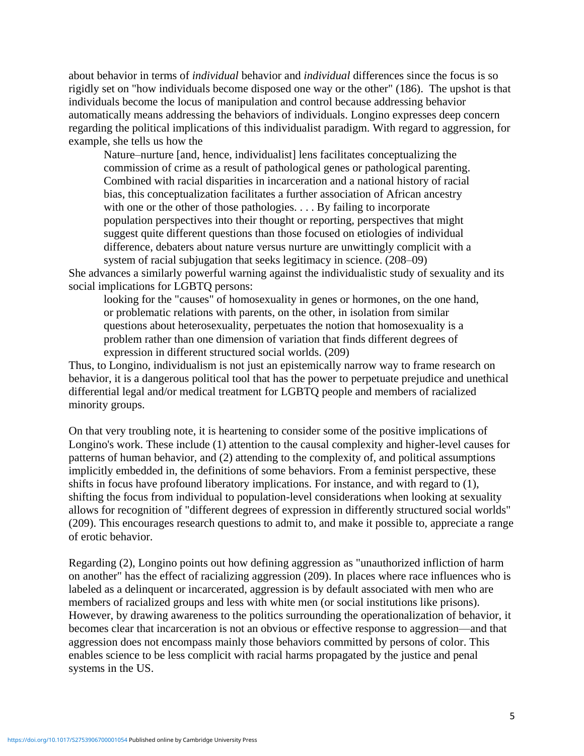about behavior in terms of *individual* behavior and *individual* differences since the focus is so rigidly set on "how individuals become disposed one way or the other" (186). The upshot is that individuals become the locus of manipulation and control because addressing behavior automatically means addressing the behaviors of individuals. Longino expresses deep concern regarding the political implications of this individualist paradigm. With regard to aggression, for example, she tells us how the

> Nature–nurture [and, hence, individualist] lens facilitates conceptualizing the commission of crime as a result of pathological genes or pathological parenting. Combined with racial disparities in incarceration and a national history of racial bias, this conceptualization facilitates a further association of African ancestry with one or the other of those pathologies. . . . By failing to incorporate population perspectives into their thought or reporting, perspectives that might suggest quite different questions than those focused on etiologies of individual difference, debaters about nature versus nurture are unwittingly complicit with a system of racial subjugation that seeks legitimacy in science. (208–09)

She advances a similarly powerful warning against the individualistic study of sexuality and its social implications for LGBTQ persons:

> looking for the "causes" of homosexuality in genes or hormones, on the one hand, or problematic relations with parents, on the other, in isolation from similar questions about heterosexuality, perpetuates the notion that homosexuality is a problem rather than one dimension of variation that finds different degrees of expression in different structured social worlds. (209)

Thus, to Longino, individualism is not just an epistemically narrow way to frame research on behavior, it is a dangerous political tool that has the power to perpetuate prejudice and unethical differential legal and/or medical treatment for LGBTQ people and members of racialized minority groups.

On that very troubling note, it is heartening to consider some of the positive implications of Longino's work. These include (1) attention to the causal complexity and higher-level causes for patterns of human behavior, and (2) attending to the complexity of, and political assumptions implicitly embedded in, the definitions of some behaviors. From a feminist perspective, these shifts in focus have profound liberatory implications. For instance, and with regard to (1), shifting the focus from individual to population-level considerations when looking at sexuality allows for recognition of "different degrees of expression in differently structured social worlds" (209). This encourages research questions to admit to, and make it possible to, appreciate a range of erotic behavior.

Regarding (2), Longino points out how defining aggression as "unauthorized infliction of harm on another" has the effect of racializing aggression (209). In places where race influences who is labeled as a delinquent or incarcerated, aggression is by default associated with men who are members of racialized groups and less with white men (or social institutions like prisons). However, by drawing awareness to the politics surrounding the operationalization of behavior, it becomes clear that incarceration is not an obvious or effective response to aggression—and that aggression does not encompass mainly those behaviors committed by persons of color. This enables science to be less complicit with racial harms propagated by the justice and penal systems in the US.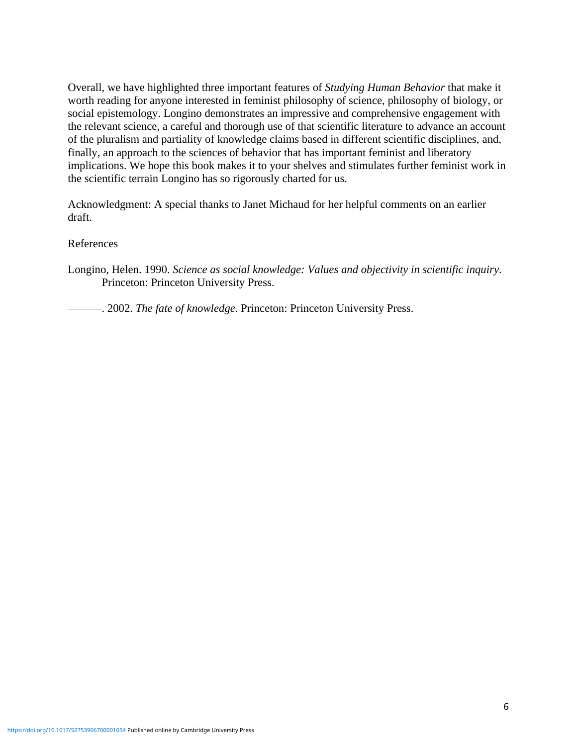Overall, we have highlighted three important features of *Studying Human Behavior* that make it worth reading for anyone interested in feminist philosophy of science, philosophy of biology, or social epistemology. Longino demonstrates an impressive and comprehensive engagement with the relevant science, a careful and thorough use of that scientific literature to advance an account of the pluralism and partiality of knowledge claims based in different scientific disciplines, and, finally, an approach to the sciences of behavior that has important feminist and liberatory implications. We hope this book makes it to your shelves and stimulates further feminist work in the scientific terrain Longino has so rigorously charted for us.

Acknowledgment: A special thanks to Janet Michaud for her helpful comments on an earlier draft.

References

Longino, Helen. 1990. *Science as social knowledge: Values and objectivity in scientific inquiry*. Princeton: Princeton University Press.

———. 2002. *The fate of knowledge*. Princeton: Princeton University Press.